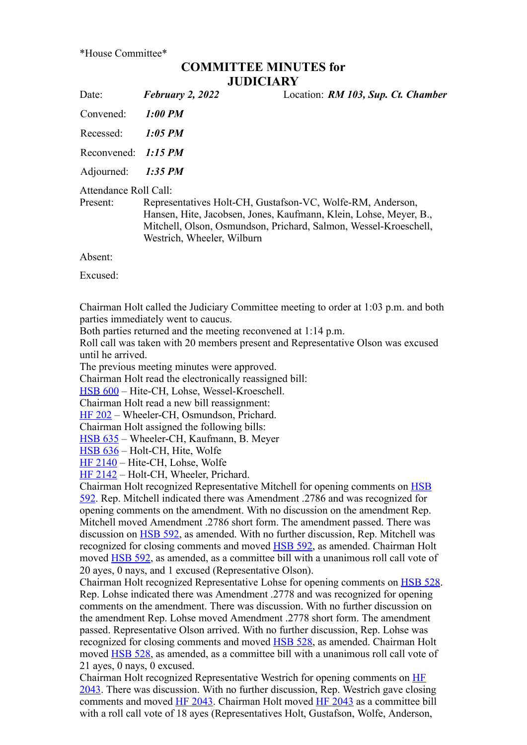*House Committee*

# COMMITTEE MINUTES for JUDICIARY

Date: ***February 2, 2022*** Location: ***RM 103, Sup. Ct. Chamber***

Convened: ***1:00 PM***

Recessed: ***1:05 PM***

Reconvened: ***1:15 PM***

Adjourned: ***1:35 PM***

Attendance Roll Call:

Present: Representatives Holt-CH, Gustafson-VC, Wolfe-RM, Anderson, Hansen, Hite, Jacobsen, Jones, Kaufmann, Klein, Lohse, Meyer, B., Mitchell, Olson, Osmundson, Prichard, Salmon, Wessel-Kroeschell, Westrich, Wheeler, Wilburn

Absent:

Excused:

Chairman Holt called the Judiciary Committee meeting to order at 1:03 p.m. and both parties immediately went to caucus.
Both parties returned and the meeting reconvened at 1:14 p.m.
Roll call was taken with 20 members present and Representative Olson was excused until he arrived.
The previous meeting minutes were approved.
Chairman Holt read the electronically reassigned bill:
HSB 600 – Hite-CH, Lohse, Wessel-Kroeschell.
Chairman Holt read a new bill reassignment:
HF 202 – Wheeler-CH, Osmundson, Prichard.
Chairman Holt assigned the following bills:
HSB 635 – Wheeler-CH, Kaufmann, B. Meyer
HSB 636 – Holt-CH, Hite, Wolfe
HF 2140 – Hite-CH, Lohse, Wolfe
HF 2142 – Holt-CH, Wheeler, Prichard.
Chairman Holt recognized Representative Mitchell for opening comments on HSB 592. Rep. Mitchell indicated there was Amendment .2786 and was recognized for opening comments on the amendment. With no discussion on the amendment Rep. Mitchell moved Amendment .2786 short form. The amendment passed. There was discussion on HSB 592, as amended. With no further discussion, Rep. Mitchell was recognized for closing comments and moved HSB 592, as amended. Chairman Holt moved HSB 592, as amended, as a committee bill with a unanimous roll call vote of 20 ayes, 0 nays, and 1 excused (Representative Olson).
Chairman Holt recognized Representative Lohse for opening comments on HSB 528. Rep. Lohse indicated there was Amendment .2778 and was recognized for opening comments on the amendment. There was discussion. With no further discussion on the amendment Rep. Lohse moved Amendment .2778 short form. The amendment passed. Representative Olson arrived. With no further discussion, Rep. Lohse was recognized for closing comments and moved HSB 528, as amended. Chairman Holt moved HSB 528, as amended, as a committee bill with a unanimous roll call vote of 21 ayes, 0 nays, 0 excused.
Chairman Holt recognized Representative Westrich for opening comments on HF 2043. There was discussion. With no further discussion, Rep. Westrich gave closing comments and moved HF 2043. Chairman Holt moved HF 2043 as a committee bill with a roll call vote of 18 ayes (Representatives Holt, Gustafson, Wolfe, Anderson,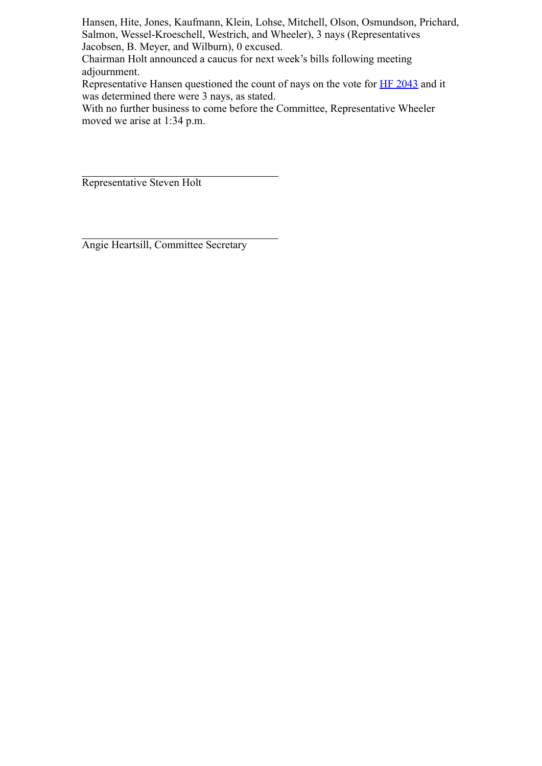Hansen, Hite, Jones, Kaufmann, Klein, Lohse, Mitchell, Olson, Osmundson, Prichard, Salmon, Wessel-Kroeschell, Westrich, and Wheeler), 3 nays (Representatives Jacobsen, B. Meyer, and Wilburn), 0 excused.

Chairman Holt announced a caucus for next week's bills following meeting adjournment.

Representative Hansen questioned the count of nays on the vote for HF 2043 and it was determined there were 3 nays, as stated.

With no further business to come before the Committee, Representative Wheeler moved we arise at 1:34 p.m.

\_\_\_\_\_\_\_\_\_\_\_\_\_\_\_\_\_\_\_\_\_\_\_\_\_\_\_\_\_\_\_\_

Representative Steven Holt

\_\_\_\_\_\_\_\_\_\_\_\_\_\_\_\_\_\_\_\_\_\_\_\_\_\_\_\_\_\_\_\_

Angie Heartsill, Committee Secretary